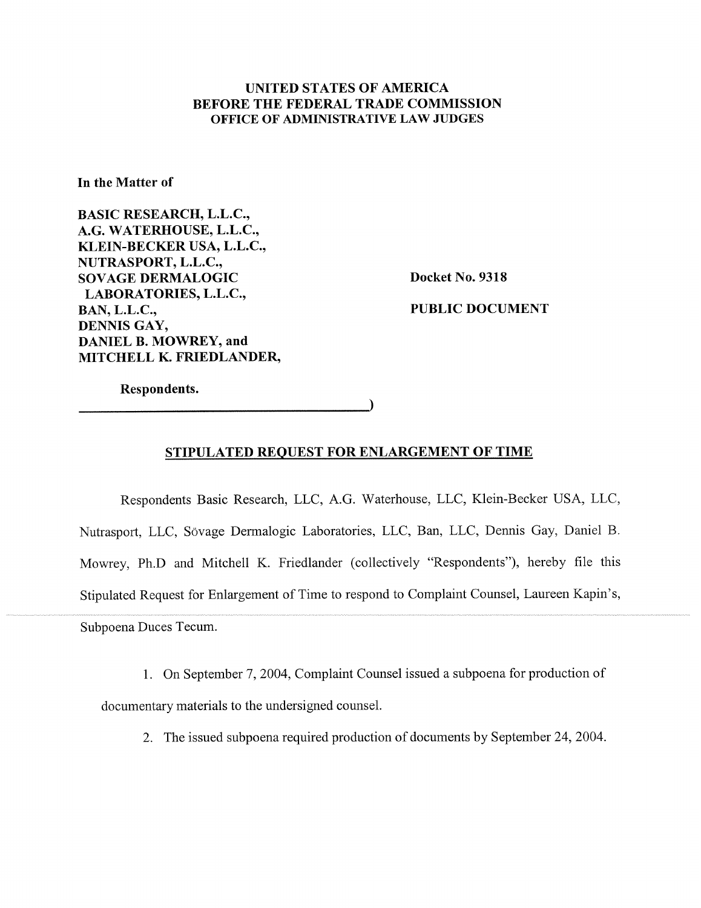**UNITED STATES OF AMERICA**
**BEFORE THE FEDERAL TRADE COMMISSION**
**OFFICE OF ADMINISTRATIVE LAW JUDGES**

**In the Matter of**

**BASIC RESEARCH, L.L.C.,**
**A.G. WATERHOUSE, L.L.C.,**
**KLEIN-BECKER USA, L.L.C.,**
**NUTRASPORT, L.L.C.,**
**SOVAGE DERMALOGIC LABORATORIES, L.L.C.,**
**BAN, L.L.C.,**
**DENNIS GAY,**
**DANIEL B. MOWREY, and**
**MITCHELL K. FRIEDLANDER,**

**Respondents.**

**Docket No. 9318**

**PUBLIC DOCUMENT**

## STIPULATED REQUEST FOR ENLARGEMENT OF TIME

Respondents Basic Research, LLC, A.G. Waterhouse, LLC, Klein-Becker USA, LLC, Nutrasport, LLC, Sövage Dermalogic Laboratories, LLC, Ban, LLC, Dennis Gay, Daniel B. Mowrey, Ph.D and Mitchell K. Friedlander (collectively "Respondents"), hereby file this Stipulated Request for Enlargement of Time to respond to Complaint Counsel, Laureen Kapin's, Subpoena Duces Tecum.

1. On September 7, 2004, Complaint Counsel issued a subpoena for production of documentary materials to the undersigned counsel.

2. The issued subpoena required production of documents by September 24, 2004.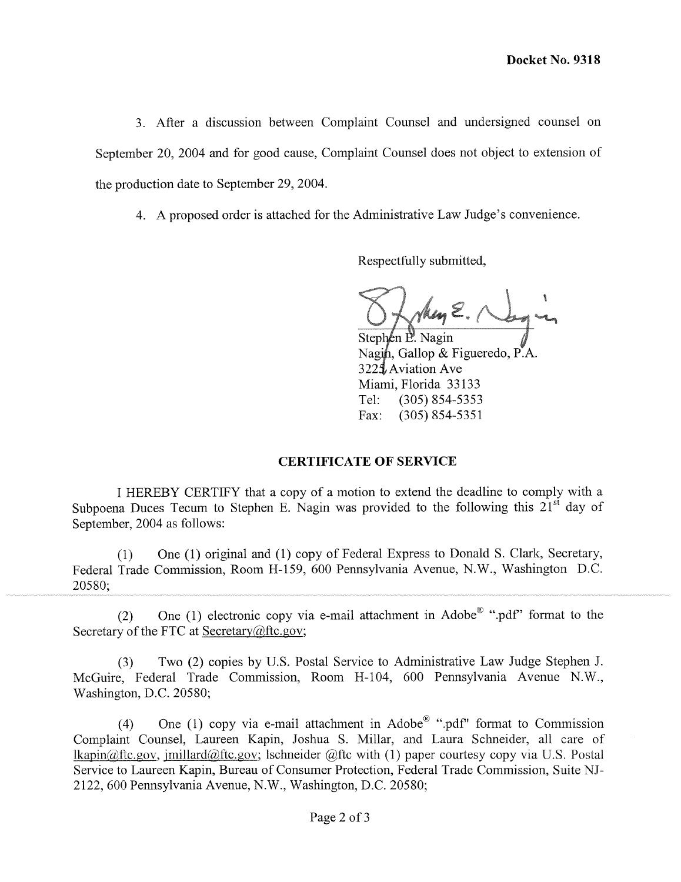**Docket No. 9318**

3. After a discussion between Complaint Counsel and undersigned counsel on September 20, 2004 and for good cause, Complaint Counsel does not object to extension of the production date to September 29, 2004.

4. A proposed order is attached for the Administrative Law Judge's convenience.

Respectfully submitted,

Stephen E. Nagin
Nagin, Gallop & Figueredo, P.A.
3225 Aviation Ave
Miami, Florida 33133
Tel: (305) 854-5353
Fax: (305) 854-5351

## CERTIFICATE OF SERVICE

I HEREBY CERTIFY that a copy of a motion to extend the deadline to comply with a Subpoena Duces Tecum to Stephen E. Nagin was provided to the following this 21st day of September, 2004 as follows:

(1) One (1) original and (1) copy of Federal Express to Donald S. Clark, Secretary, Federal Trade Commission, Room H-159, 600 Pennsylvania Avenue, N.W., Washington D.C. 20580;

(2) One (1) electronic copy via e-mail attachment in Adobe® ".pdf" format to the Secretary of the FTC at Secretary@ftc.gov;

(3) Two (2) copies by U.S. Postal Service to Administrative Law Judge Stephen J. McGuire, Federal Trade Commission, Room H-104, 600 Pennsylvania Avenue N.W., Washington, D.C. 20580;

(4) One (1) copy via e-mail attachment in Adobe® ".pdf" format to Commission Complaint Counsel, Laureen Kapin, Joshua S. Millar, and Laura Schneider, all care of lkapin@ftc.gov, jmillard@ftc.gov; lschneider @ftc with (1) paper courtesy copy via U.S. Postal Service to Laureen Kapin, Bureau of Consumer Protection, Federal Trade Commission, Suite NJ-2122, 600 Pennsylvania Avenue, N.W., Washington, D.C. 20580;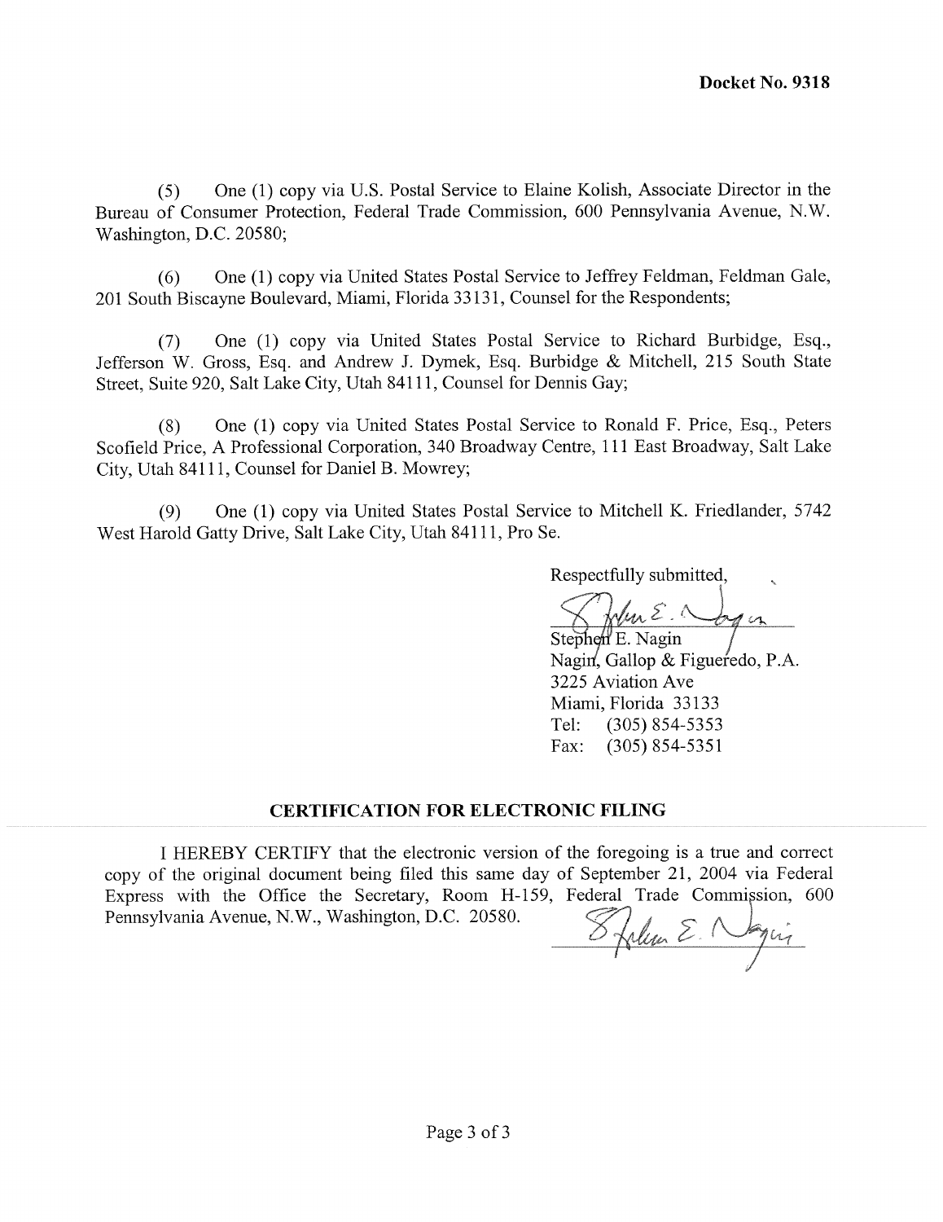(5) One (1) copy via U.S. Postal Service to Elaine Kolish, Associate Director in the Bureau of Consumer Protection, Federal Trade Commission, 600 Pennsylvania Avenue, N.W. Washington, D.C. 20580;

(6) One (1) copy via United States Postal Service to Jeffrey Feldman, Feldman Gale, 201 South Biscayne Boulevard, Miami, Florida 33131, Counsel for the Respondents;

(7) One (1) copy via United States Postal Service to Richard Burbidge, Esq., Jefferson W. Gross, Esq. and Andrew J. Dymek, Esq. Burbidge & Mitchell, 215 South State Street, Suite 920, Salt Lake City, Utah 84111, Counsel for Dennis Gay;

(8) One (1) copy via United States Postal Service to Ronald F. Price, Esq., Peters Scofield Price, A Professional Corporation, 340 Broadway Centre, 111 East Broadway, Salt Lake City, Utah 84111, Counsel for Daniel B. Mowrey;

(9) One (1) copy via United States Postal Service to Mitchell K. Friedlander, 5742 West Harold Gatty Drive, Salt Lake City, Utah 84111, Pro Se.

Respectfully submitted,

Stephen E. Nagin
Nagin, Gallop & Figueredo, P.A.
3225 Aviation Ave
Miami, Florida 33133
Tel: (305) 854-5353
Fax: (305) 854-5351

## CERTIFICATION FOR ELECTRONIC FILING

I HEREBY CERTIFY that the electronic version of the foregoing is a true and correct copy of the original document being filed this same day of September 21, 2004 via Federal Express with the Office the Secretary, Room H-159, Federal Trade Commission, 600 Pennsylvania Avenue, N.W., Washington, D.C. 20580.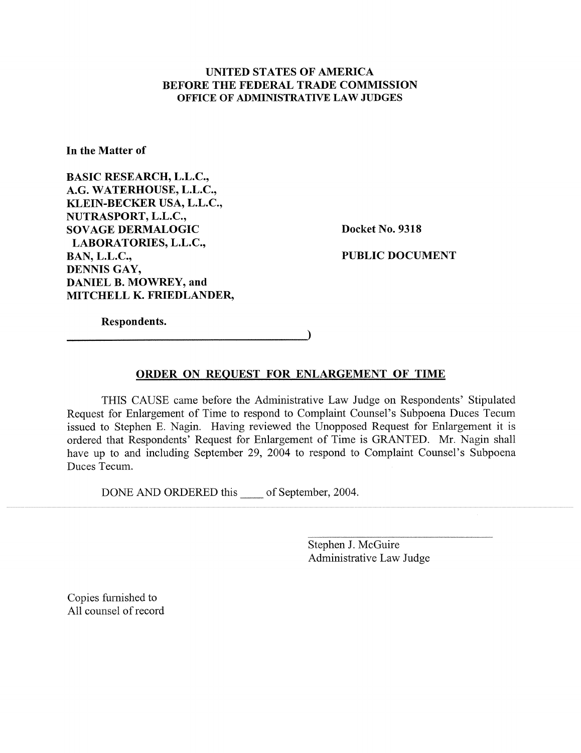**UNITED STATES OF AMERICA**
**BEFORE THE FEDERAL TRADE COMMISSION**
**OFFICE OF ADMINISTRATIVE LAW JUDGES**

**In the Matter of**

**BASIC RESEARCH, L.L.C.,**
**A.G. WATERHOUSE, L.L.C.,**
**KLEIN-BECKER USA, L.L.C.,**
**NUTRASPORT, L.L.C.,**
**SOVAGE DERMALOGIC LABORATORIES, L.L.C.,**
**BAN, L.L.C.,**
**DENNIS GAY,**
**DANIEL B. MOWREY, and**
**MITCHELL K. FRIEDLANDER,**

**Respondents.**

**Docket No. 9318**

**PUBLIC DOCUMENT**

## ORDER ON REQUEST FOR ENLARGEMENT OF TIME

THIS CAUSE came before the Administrative Law Judge on Respondents' Stipulated Request for Enlargement of Time to respond to Complaint Counsel's Subpoena Duces Tecum issued to Stephen E. Nagin. Having reviewed the Unopposed Request for Enlargement it is ordered that Respondents' Request for Enlargement of Time is GRANTED. Mr. Nagin shall have up to and including September 29, 2004 to respond to Complaint Counsel's Subpoena Duces Tecum.

DONE AND ORDERED this ____ of September, 2004.

Stephen J. McGuire
Administrative Law Judge

Copies furnished to
All counsel of record